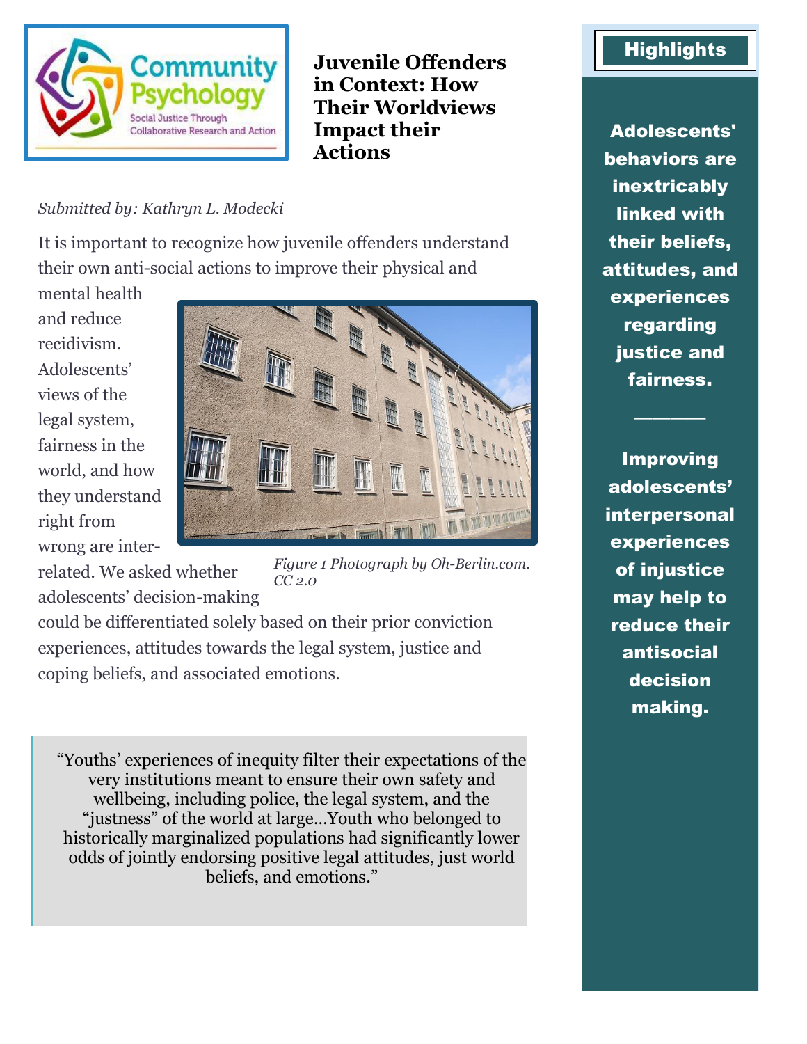# Juvenile Offenders in Context: How Their Worldviews Impact their Actions

*Submitted by: Kathryn L. Modecki*

It is important to recognize how juvenile offenders understand their own anti-social actions to improve their physical and mental health and reduce recidivism. Adolescents' views of the legal system, fairness in the world, and how they understand right from wrong are inter-related. We asked whether adolescents' decision-making could be differentiated solely based on their prior conviction experiences, attitudes towards the legal system, justice and coping beliefs, and associated emotions.

*Figure 1 Photograph by Oh-Berlin.com. CC 2.0*

> "Youths' experiences of inequity filter their expectations of the very institutions meant to ensure their own safety and wellbeing, including police, the legal system, and the "justness" of the world at large…Youth who belonged to historically marginalized populations had significantly lower odds of jointly endorsing positive legal attitudes, just world beliefs, and emotions."

## Highlights

**Adolescents' behaviors are inextricably linked with their beliefs, attitudes, and experiences regarding justice and fairness.**

---

**Improving adolescents' interpersonal experiences of injustice may help to reduce their antisocial decision making.**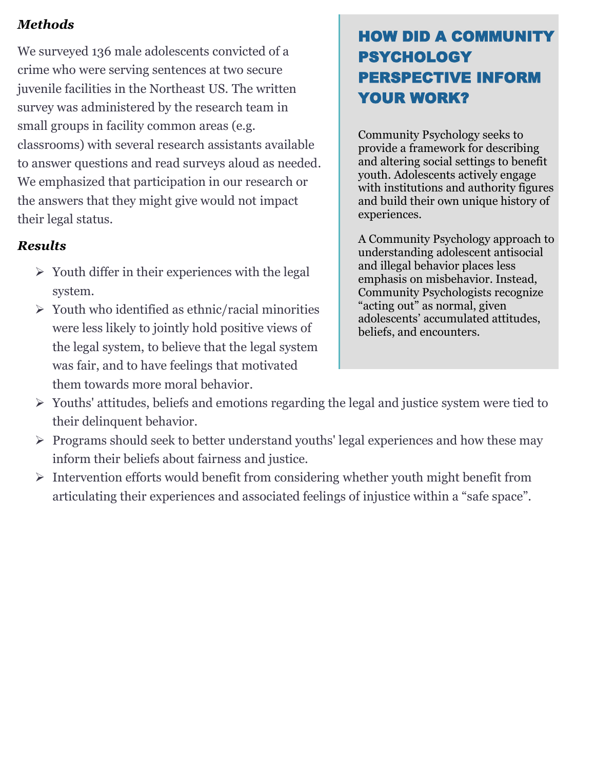### *Methods*

We surveyed 136 male adolescents convicted of a crime who were serving sentences at two secure juvenile facilities in the Northeast US. The written survey was administered by the research team in small groups in facility common areas (e.g. classrooms) with several research assistants available to answer questions and read surveys aloud as needed. We emphasized that participation in our research or the answers that they might give would not impact their legal status.

### *Results*

- Youth differ in their experiences with the legal system.
- Youth who identified as ethnic/racial minorities were less likely to jointly hold positive views of the legal system, to believe that the legal system was fair, and to have feelings that motivated them towards more moral behavior.
- Youths' attitudes, beliefs and emotions regarding the legal and justice system were tied to their delinquent behavior.
- Programs should seek to better understand youths' legal experiences and how these may inform their beliefs about fairness and justice.
- Intervention efforts would benefit from considering whether youth might benefit from articulating their experiences and associated feelings of injustice within a "safe space".

## HOW DID A COMMUNITY PSYCHOLOGY PERSPECTIVE INFORM YOUR WORK?

Community Psychology seeks to provide a framework for describing and altering social settings to benefit youth. Adolescents actively engage with institutions and authority figures and build their own unique history of experiences.

A Community Psychology approach to understanding adolescent antisocial and illegal behavior places less emphasis on misbehavior. Instead, Community Psychologists recognize "acting out" as normal, given adolescents' accumulated attitudes, beliefs, and encounters.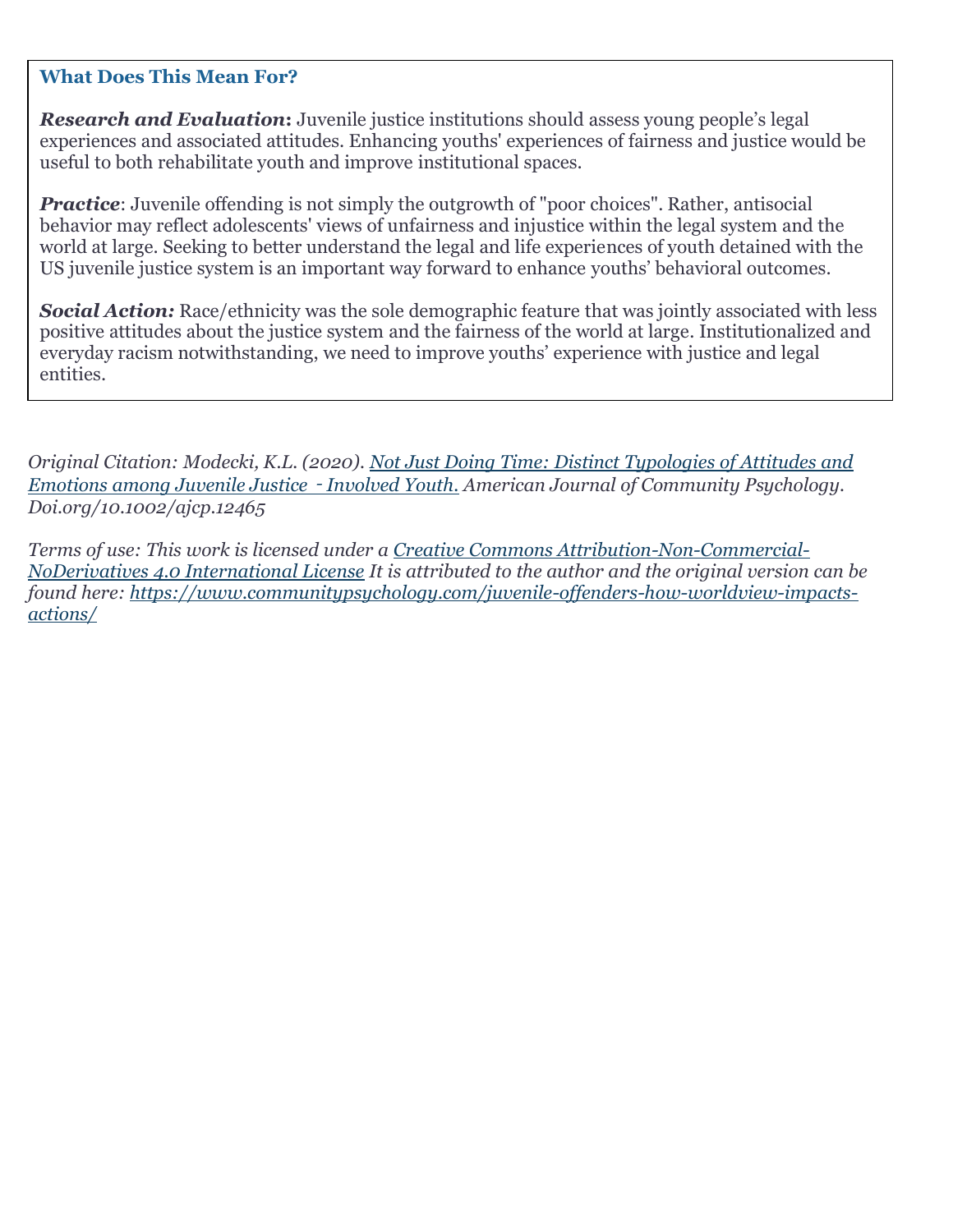### What Does This Mean For?

***Research and Evaluation*:** Juvenile justice institutions should assess young people's legal experiences and associated attitudes. Enhancing youths' experiences of fairness and justice would be useful to both rehabilitate youth and improve institutional spaces.

***Practice***: Juvenile offending is not simply the outgrowth of "poor choices". Rather, antisocial behavior may reflect adolescents' views of unfairness and injustice within the legal system and the world at large. Seeking to better understand the legal and life experiences of youth detained with the US juvenile justice system is an important way forward to enhance youths' behavioral outcomes.

***Social Action:*** Race/ethnicity was the sole demographic feature that was jointly associated with less positive attitudes about the justice system and the fairness of the world at large. Institutionalized and everyday racism notwithstanding, we need to improve youths' experience with justice and legal entities.

*Original Citation: Modecki, K.L. (2020). [Not Just Doing Time: Distinct Typologies of Attitudes and Emotions among Juvenile Justice‐Involved Youth.]() American Journal of Community Psychology. Doi.org/10.1002/ajcp.12465*

*Terms of use: This work is licensed under a [Creative Commons Attribution-Non-Commercial-NoDerivatives 4.0 International License]() It is attributed to the author and the original version can be found here: [https://www.communitypsychology.com/juvenile-offenders-how-worldview-impacts-actions/](https://www.communitypsychology.com/juvenile-offenders-how-worldview-impacts-actions/)*